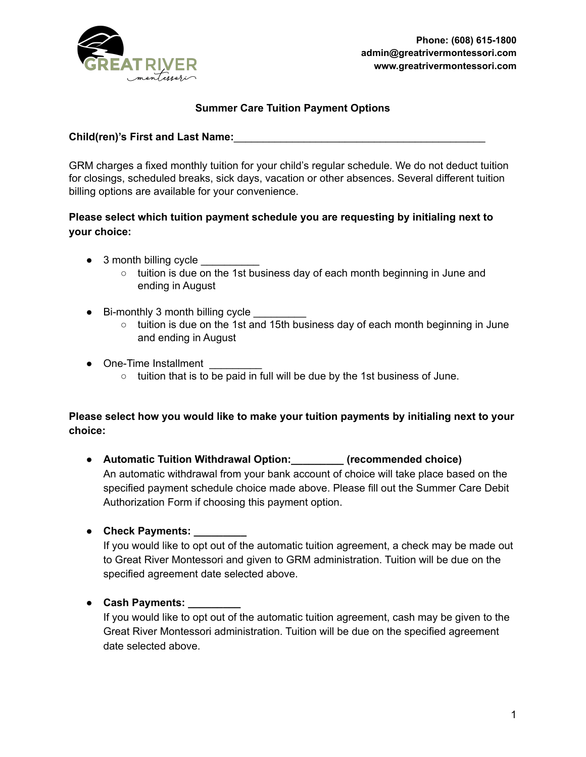Phone: (608) 615-1800
admin@greatrivermontessori.com
www.greatrivermontessori.com

## Summer Care Tuition Payment Options

**Child(ren)'s First and Last Name:**_____________________________________________

GRM charges a fixed monthly tuition for your child's regular schedule. We do not deduct tuition for closings, scheduled breaks, sick days, vacation or other absences. Several different tuition billing options are available for your convenience.

**Please select which tuition payment schedule you are requesting by initialing next to your choice:**

- 3 month billing cycle __________
  - tuition is due on the 1st business day of each month beginning in June and ending in August
- Bi-monthly 3 month billing cycle _________
  - tuition is due on the 1st and 15th business day of each month beginning in June and ending in August
- One-Time Installment _________
  - tuition that is to be paid in full will be due by the 1st business of June.

**Please select how you would like to make your tuition payments by initialing next to your choice:**

- **Automatic Tuition Withdrawal Option:_________ (recommended choice)**
  An automatic withdrawal from your bank account of choice will take place based on the specified payment schedule choice made above. Please fill out the Summer Care Debit Authorization Form if choosing this payment option.
- **Check Payments: _________**
  If you would like to opt out of the automatic tuition agreement, a check may be made out to Great River Montessori and given to GRM administration. Tuition will be due on the specified agreement date selected above.
- **Cash Payments: _________**
  If you would like to opt out of the automatic tuition agreement, cash may be given to the Great River Montessori administration. Tuition will be due on the specified agreement date selected above.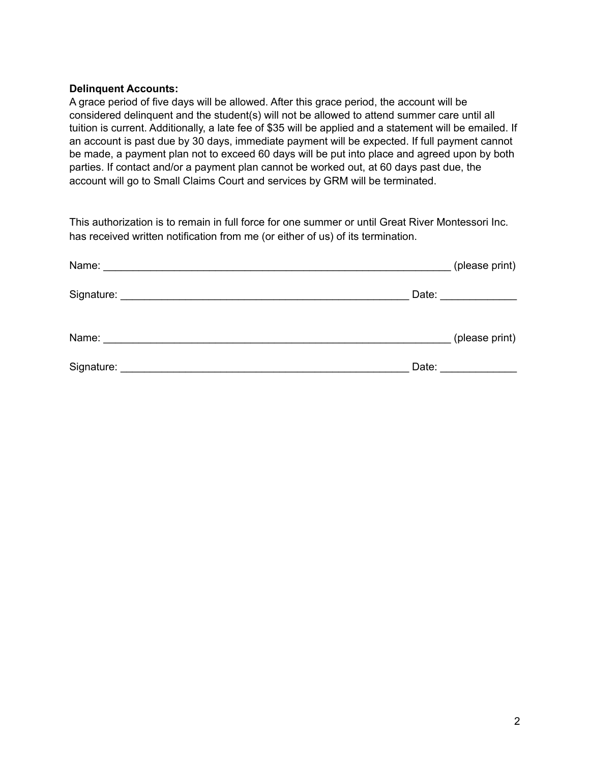**Delinquent Accounts:**
A grace period of five days will be allowed. After this grace period, the account will be considered delinquent and the student(s) will not be allowed to attend summer care until all tuition is current. Additionally, a late fee of $35 will be applied and a statement will be emailed. If an account is past due by 30 days, immediate payment will be expected. If full payment cannot be made, a payment plan not to exceed 60 days will be put into place and agreed upon by both parties. If contact and/or a payment plan cannot be worked out, at 60 days past due, the account will go to Small Claims Court and services by GRM will be terminated.

This authorization is to remain in full force for one summer or until Great River Montessori Inc. has received written notification from me (or either of us) of its termination.

Name: _____________________________________________________________ (please print)

Signature: ___________________________________________________ Date: _____________

Name: _____________________________________________________________ (please print)

Signature: ___________________________________________________ Date: _____________